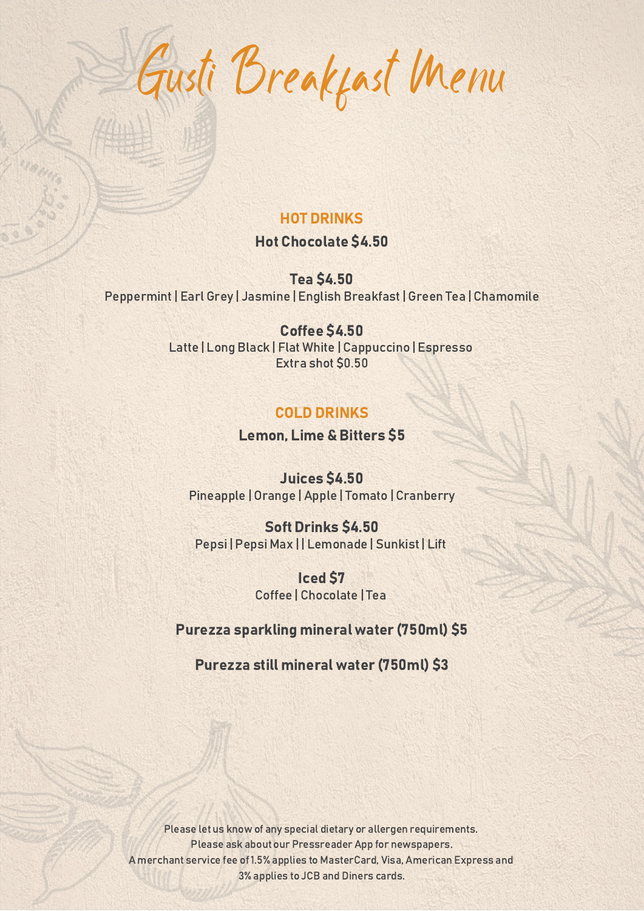# Gusti Breakfast Menu

## HOT DRINKS

**Hot Chocolate $4.50**

**Tea $4.50**
Peppermint | Earl Grey | Jasmine | English Breakfast | Green Tea | Chamomile

**Coffee $4.50**
Latte | Long Black | Flat White | Cappuccino | Espresso
Extra shot $0.50

## COLD DRINKS

**Lemon, Lime & Bitters $5**

**Juices $4.50**
Pineapple | Orange | Apple | Tomato | Cranberry

**Soft Drinks $4.50**
Pepsi | Pepsi Max | | Lemonade | Sunkist | Lift

**Iced $7**
Coffee | Chocolate | Tea

**Purezza sparkling mineral water (750ml) $5**

**Purezza still mineral water (750ml) $3**

Please let us know of any special dietary or allergen requirements.
Please ask about our Pressreader App for newspapers.
A merchant service fee of 1.5% applies to MasterCard, Visa, American Express and 3% applies to JCB and Diners cards.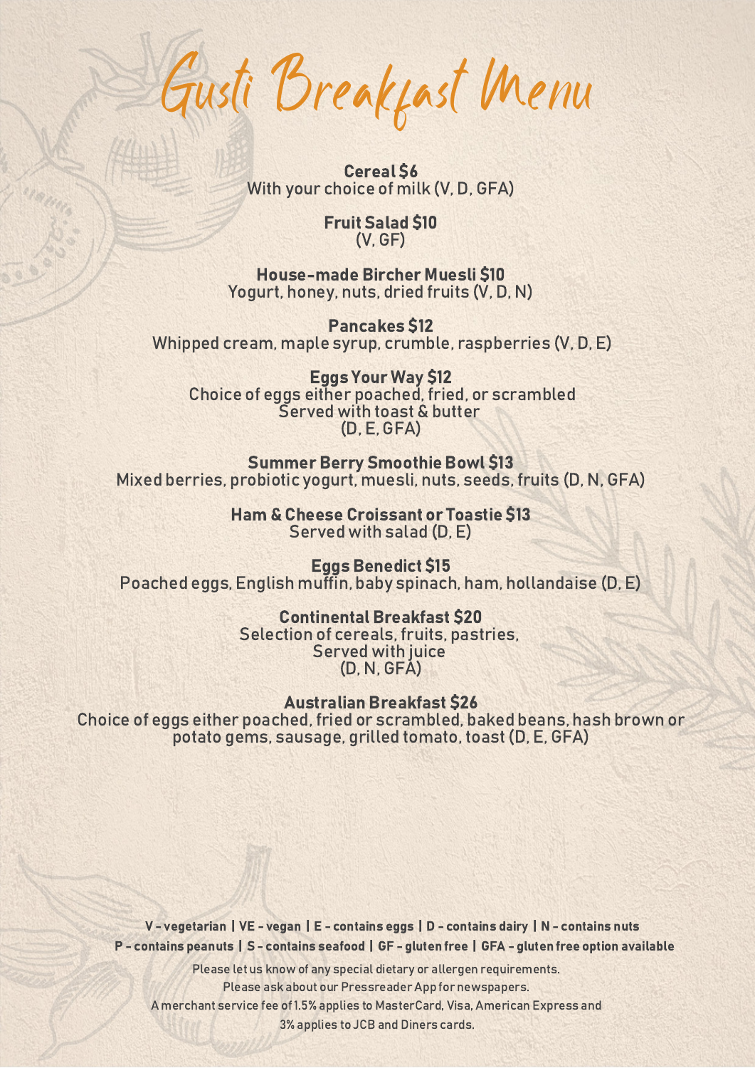# Gusti Breakfast Menu

**Cereal $6**
With your choice of milk (V, D, GFA)

**Fruit Salad $10**
(V, GF)

**House-made Bircher Muesli $10**
Yogurt, honey, nuts, dried fruits (V, D, N)

**Pancakes $12**
Whipped cream, maple syrup, crumble, raspberries (V, D, E)

**Eggs Your Way $12**
Choice of eggs either poached, fried, or scrambled
Served with toast & butter
(D, E, GFA)

**Summer Berry Smoothie Bowl $13**
Mixed berries, probiotic yogurt, muesli, nuts, seeds, fruits (D, N, GFA)

**Ham & Cheese Croissant or Toastie $13**
Served with salad (D, E)

**Eggs Benedict $15**
Poached eggs, English muffin, baby spinach, ham, hollandaise (D, E)

**Continental Breakfast $20**
Selection of cereals, fruits, pastries,
Served with juice
(D, N, GFA)

**Australian Breakfast $26**
Choice of eggs either poached, fried or scrambled, baked beans, hash brown or potato gems, sausage, grilled tomato, toast (D, E, GFA)

**V - vegetarian | VE - vegan | E - contains eggs | D - contains dairy | N - contains nuts**
**P - contains peanuts | S - contains seafood | GF - gluten free | GFA - gluten free option available**

Please let us know of any special dietary or allergen requirements.
Please ask about our Pressreader App for newspapers.
A merchant service fee of 1.5% applies to MasterCard, Visa, American Express and 3% applies to JCB and Diners cards.